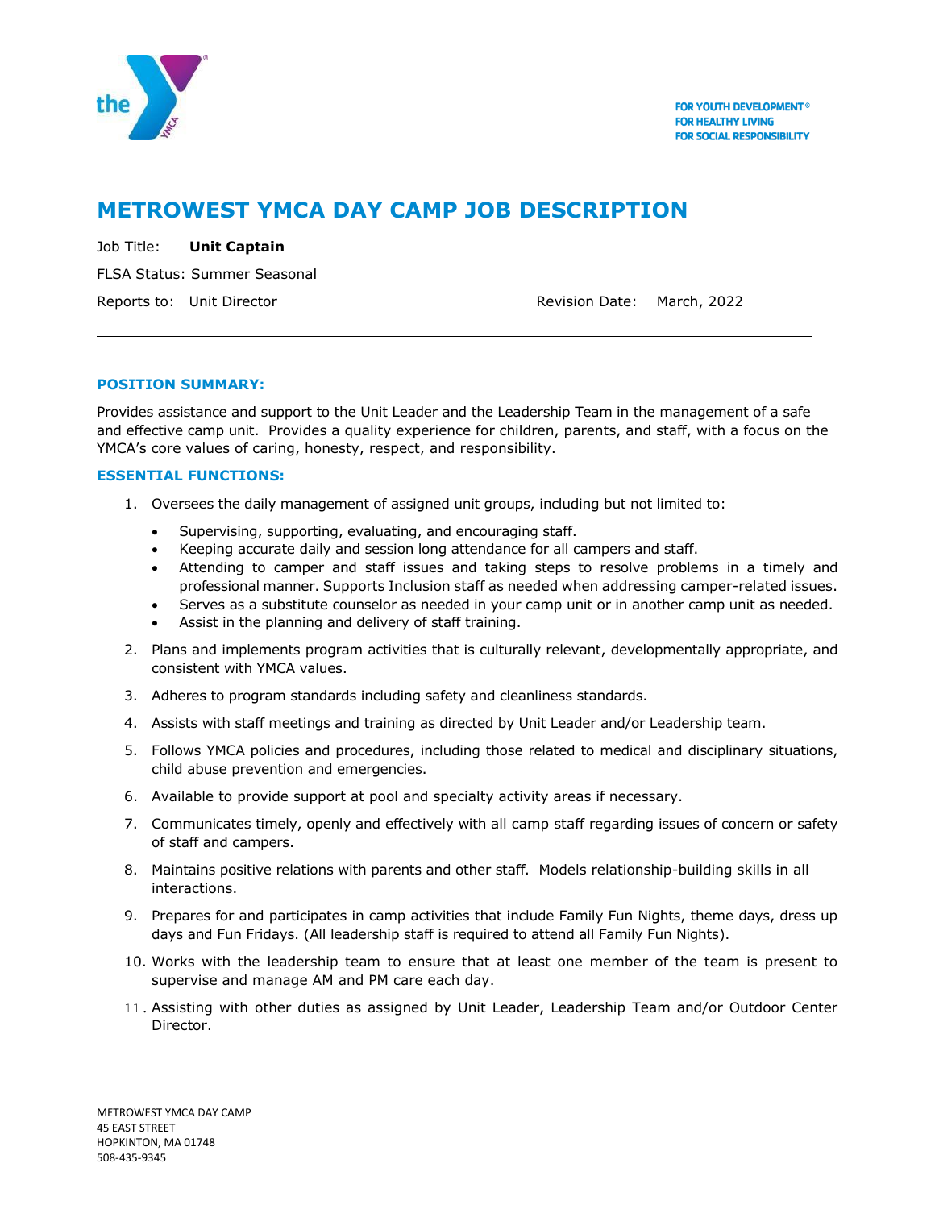FOR YOUTH DEVELOPMENT®
FOR HEALTHY LIVING
FOR SOCIAL RESPONSIBILITY

# METROWEST YMCA DAY CAMP JOB DESCRIPTION

Job Title: **Unit Captain**

FLSA Status: Summer Seasonal

Reports to: Unit Director

Revision Date: March, 2022

---

## POSITION SUMMARY:

Provides assistance and support to the Unit Leader and the Leadership Team in the management of a safe and effective camp unit. Provides a quality experience for children, parents, and staff, with a focus on the YMCA's core values of caring, honesty, respect, and responsibility.

## ESSENTIAL FUNCTIONS:

1. Oversees the daily management of assigned unit groups, including but not limited to:
   - Supervising, supporting, evaluating, and encouraging staff.
   - Keeping accurate daily and session long attendance for all campers and staff.
   - Attending to camper and staff issues and taking steps to resolve problems in a timely and professional manner. Supports Inclusion staff as needed when addressing camper-related issues.
   - Serves as a substitute counselor as needed in your camp unit or in another camp unit as needed.
   - Assist in the planning and delivery of staff training.
2. Plans and implements program activities that is culturally relevant, developmentally appropriate, and consistent with YMCA values.
3. Adheres to program standards including safety and cleanliness standards.
4. Assists with staff meetings and training as directed by Unit Leader and/or Leadership team.
5. Follows YMCA policies and procedures, including those related to medical and disciplinary situations, child abuse prevention and emergencies.
6. Available to provide support at pool and specialty activity areas if necessary.
7. Communicates timely, openly and effectively with all camp staff regarding issues of concern or safety of staff and campers.
8. Maintains positive relations with parents and other staff. Models relationship-building skills in all interactions.
9. Prepares for and participates in camp activities that include Family Fun Nights, theme days, dress up days and Fun Fridays. (All leadership staff is required to attend all Family Fun Nights).
10. Works with the leadership team to ensure that at least one member of the team is present to supervise and manage AM and PM care each day.
11. Assisting with other duties as assigned by Unit Leader, Leadership Team and/or Outdoor Center Director.

METROWEST YMCA DAY CAMP
45 EAST STREET
HOPKINTON, MA 01748
508-435-9345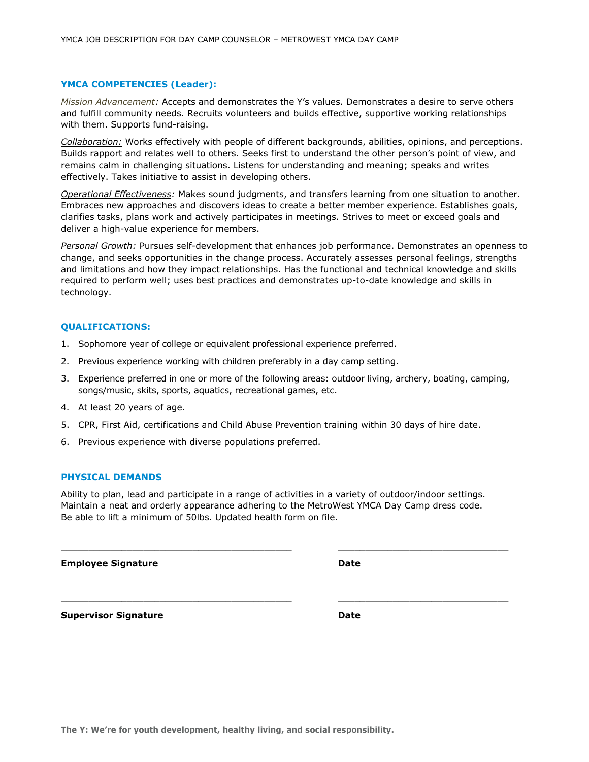## YMCA COMPETENCIES (Leader):

*Mission Advancement:* Accepts and demonstrates the Y's values. Demonstrates a desire to serve others and fulfill community needs. Recruits volunteers and builds effective, supportive working relationships with them. Supports fund-raising.

*Collaboration:* Works effectively with people of different backgrounds, abilities, opinions, and perceptions. Builds rapport and relates well to others. Seeks first to understand the other person's point of view, and remains calm in challenging situations. Listens for understanding and meaning; speaks and writes effectively. Takes initiative to assist in developing others.

*Operational Effectiveness:* Makes sound judgments, and transfers learning from one situation to another. Embraces new approaches and discovers ideas to create a better member experience. Establishes goals, clarifies tasks, plans work and actively participates in meetings. Strives to meet or exceed goals and deliver a high-value experience for members.

*Personal Growth:* Pursues self-development that enhances job performance. Demonstrates an openness to change, and seeks opportunities in the change process. Accurately assesses personal feelings, strengths and limitations and how they impact relationships. Has the functional and technical knowledge and skills required to perform well; uses best practices and demonstrates up-to-date knowledge and skills in technology.

## QUALIFICATIONS:

1. Sophomore year of college or equivalent professional experience preferred.
2. Previous experience working with children preferably in a day camp setting.
3. Experience preferred in one or more of the following areas: outdoor living, archery, boating, camping, songs/music, skits, sports, aquatics, recreational games, etc.
4. At least 20 years of age.
5. CPR, First Aid, certifications and Child Abuse Prevention training within 30 days of hire date.
6. Previous experience with diverse populations preferred.

## PHYSICAL DEMANDS

Ability to plan, lead and participate in a range of activities in a variety of outdoor/indoor settings. Maintain a neat and orderly appearance adhering to the MetroWest YMCA Day Camp dress code. Be able to lift a minimum of 50lbs. Updated health form on file.

\_\_\_\_\_\_\_\_\_\_\_\_\_\_\_\_\_\_\_\_\_\_\_\_\_\_\_\_\_\_\_\_\_\_\_\_\_\_\_\_ \_\_\_\_\_\_\_\_\_\_\_\_\_\_\_\_\_\_\_\_\_\_\_\_\_\_\_\_\_\_

**Employee Signature** **Date**

\_\_\_\_\_\_\_\_\_\_\_\_\_\_\_\_\_\_\_\_\_\_\_\_\_\_\_\_\_\_\_\_\_\_\_\_\_\_\_\_ \_\_\_\_\_\_\_\_\_\_\_\_\_\_\_\_\_\_\_\_\_\_\_\_\_\_\_\_\_\_

**Supervisor Signature** **Date**

**The Y: We're for youth development, healthy living, and social responsibility.**